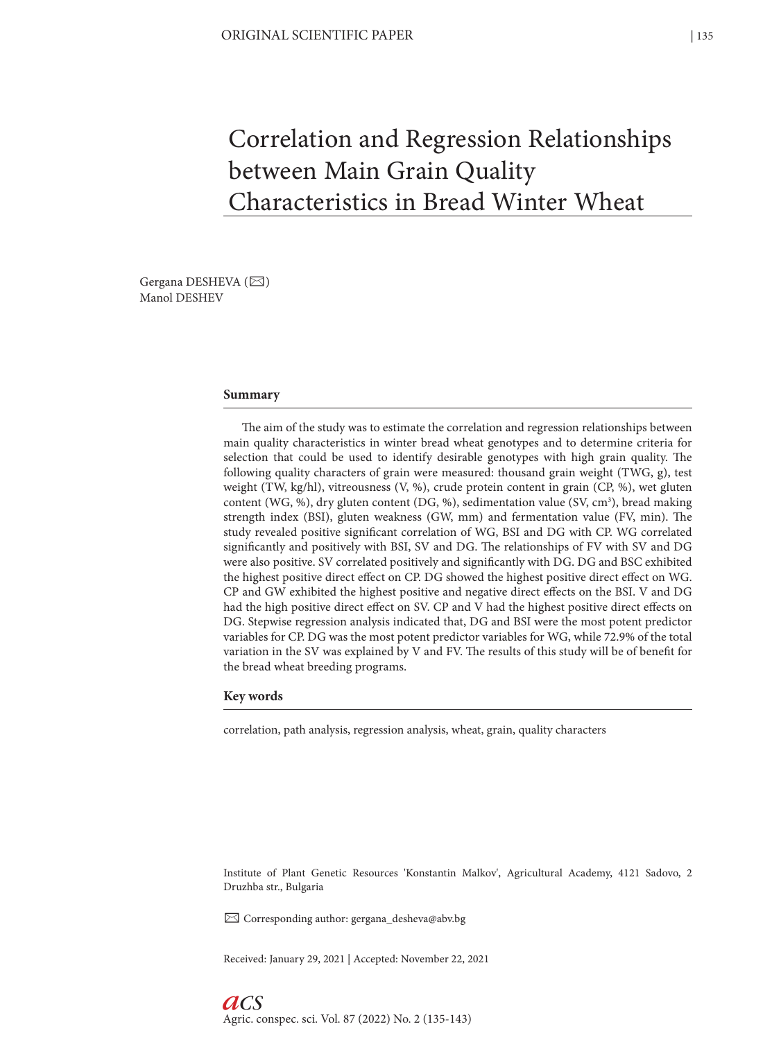ORIGINAL SCIENTIFIC PAPER

# Correlation and Regression Relationships between Main Grain Quality Characteristics in Bread Winter Wheat

Gergana DESHEVA (✉)
Manol DESHEV

## Summary

The aim of the study was to estimate the correlation and regression relationships between main quality characteristics in winter bread wheat genotypes and to determine criteria for selection that could be used to identify desirable genotypes with high grain quality. The following quality characters of grain were measured: thousand grain weight (TWG, g), test weight (TW, kg/hl), vitreousness (V, %), crude protein content in grain (CP, %), wet gluten content (WG, %), dry gluten content (DG, %), sedimentation value (SV, $cm^3$), bread making strength index (BSI), gluten weakness (GW, mm) and fermentation value (FV, min). The study revealed positive significant correlation of WG, BSI and DG with CP. WG correlated significantly and positively with BSI, SV and DG. The relationships of FV with SV and DG were also positive. SV correlated positively and significantly with DG. DG and BSC exhibited the highest positive direct effect on CP. DG showed the highest positive direct effect on WG. CP and GW exhibited the highest positive and negative direct effects on the BSI. V and DG had the high positive direct effect on SV. CP and V had the highest positive direct effects on DG. Stepwise regression analysis indicated that, DG and BSI were the most potent predictor variables for CP. DG was the most potent predictor variables for WG, while 72.9% of the total variation in the SV was explained by V and FV. The results of this study will be of benefit for the bread wheat breeding programs.

## Key words

correlation, path analysis, regression analysis, wheat, grain, quality characters

Institute of Plant Genetic Resources 'Konstantin Malkov', Agricultural Academy, 4121 Sadovo, 2 Druzhba str., Bulgaria

✉ Corresponding author: gergana_desheva@abv.bg

Received: January 29, 2021 | Accepted: November 22, 2021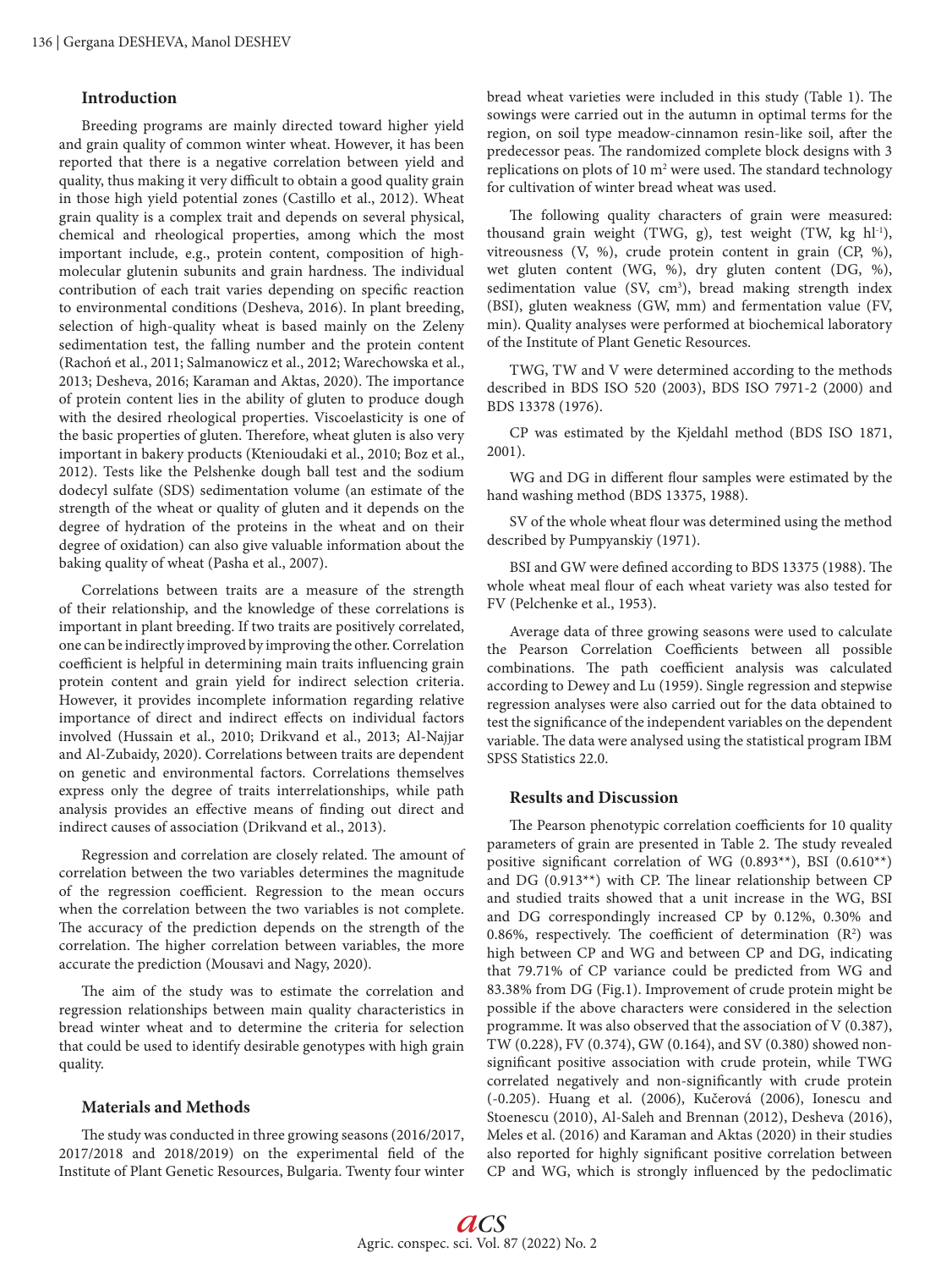## Introduction

Breeding programs are mainly directed toward higher yield and grain quality of common winter wheat. However, it has been reported that there is a negative correlation between yield and quality, thus making it very difficult to obtain a good quality grain in those high yield potential zones (Castillo et al., 2012). Wheat grain quality is a complex trait and depends on several physical, chemical and rheological properties, among which the most important include, e.g., protein content, composition of high-molecular glutenin subunits and grain hardness. The individual contribution of each trait varies depending on specific reaction to environmental conditions (Desheva, 2016). In plant breeding, selection of high-quality wheat is based mainly on the Zeleny sedimentation test, the falling number and the protein content (Rachoń et al., 2011; Salmanowicz et al., 2012; Warechowska et al., 2013; Desheva, 2016; Karaman and Aktas, 2020). The importance of protein content lies in the ability of gluten to produce dough with the desired rheological properties. Viscoelasticity is one of the basic properties of gluten. Therefore, wheat gluten is also very important in bakery products (Ktenioudaki et al., 2010; Boz et al., 2012). Tests like the Pelshenke dough ball test and the sodium dodecyl sulfate (SDS) sedimentation volume (an estimate of the strength of the wheat or quality of gluten and it depends on the degree of hydration of the proteins in the wheat and on their degree of oxidation) can also give valuable information about the baking quality of wheat (Pasha et al., 2007).

Correlations between traits are a measure of the strength of their relationship, and the knowledge of these correlations is important in plant breeding. If two traits are positively correlated, one can be indirectly improved by improving the other. Correlation coefficient is helpful in determining main traits influencing grain protein content and grain yield for indirect selection criteria. However, it provides incomplete information regarding relative importance of direct and indirect effects on individual factors involved (Hussain et al., 2010; Drikvand et al., 2013; Al-Najjar and Al-Zubaidy, 2020). Correlations between traits are dependent on genetic and environmental factors. Correlations themselves express only the degree of traits interrelationships, while path analysis provides an effective means of finding out direct and indirect causes of association (Drikvand et al., 2013).

Regression and correlation are closely related. The amount of correlation between the two variables determines the magnitude of the regression coefficient. Regression to the mean occurs when the correlation between the two variables is not complete. The accuracy of the prediction depends on the strength of the correlation. The higher correlation between variables, the more accurate the prediction (Mousavi and Nagy, 2020).

The aim of the study was to estimate the correlation and regression relationships between main quality characteristics in bread winter wheat and to determine the criteria for selection that could be used to identify desirable genotypes with high grain quality.

## Materials and Methods

The study was conducted in three growing seasons (2016/2017, 2017/2018 and 2018/2019) on the experimental field of the Institute of Plant Genetic Resources, Bulgaria. Twenty four winter bread wheat varieties were included in this study (Table 1). The sowings were carried out in the autumn in optimal terms for the region, on soil type meadow-cinnamon resin-like soil, after the predecessor peas. The randomized complete block designs with 3 replications on plots of 10 $m^2$ were used. The standard technology for cultivation of winter bread wheat was used.

The following quality characters of grain were measured: thousand grain weight (TWG, g), test weight (TW, kg $hl^{-1}$), vitreousness (V, %), crude protein content in grain (CP, %), wet gluten content (WG, %), dry gluten content (DG, %), sedimentation value (SV, $cm^3$), bread making strength index (BSI), gluten weakness (GW, mm) and fermentation value (FV, min). Quality analyses were performed at biochemical laboratory of the Institute of Plant Genetic Resources.

TWG, TW and V were determined according to the methods described in BDS ISO 520 (2003), BDS ISO 7971-2 (2000) and BDS 13378 (1976).

CP was estimated by the Kjeldahl method (BDS ISO 1871, 2001).

WG and DG in different flour samples were estimated by the hand washing method (BDS 13375, 1988).

SV of the whole wheat flour was determined using the method described by Pumpyanskiy (1971).

BSI and GW were defined according to BDS 13375 (1988). The whole wheat meal flour of each wheat variety was also tested for FV (Pelchenke et al., 1953).

Average data of three growing seasons were used to calculate the Pearson Correlation Coefficients between all possible combinations. The path coefficient analysis was calculated according to Dewey and Lu (1959). Single regression and stepwise regression analyses were also carried out for the data obtained to test the significance of the independent variables on the dependent variable. The data were analysed using the statistical program IBM SPSS Statistics 22.0.

## Results and Discussion

The Pearson phenotypic correlation coefficients for 10 quality parameters of grain are presented in Table 2. The study revealed positive significant correlation of WG (0.893**), BSI (0.610**) and DG (0.913**) with CP. The linear relationship between CP and studied traits showed that a unit increase in the WG, BSI and DG correspondingly increased CP by 0.12%, 0.30% and 0.86%, respectively. The coefficient of determination ($R^2$) was high between CP and WG and between CP and DG, indicating that 79.71% of CP variance could be predicted from WG and 83.38% from DG (Fig.1). Improvement of crude protein might be possible if the above characters were considered in the selection programme. It was also observed that the association of V (0.387), TW (0.228), FV (0.374), GW (0.164), and SV (0.380) showed non-significant positive association with crude protein, while TWG correlated negatively and non-significantly with crude protein (-0.205). Huang et al. (2006), Kučerová (2006), Ionescu and Stoenescu (2010), Al-Saleh and Brennan (2012), Desheva (2016), Meles et al. (2016) and Karaman and Aktas (2020) in their studies also reported for highly significant positive correlation between CP and WG, which is strongly influenced by the pedoclimatic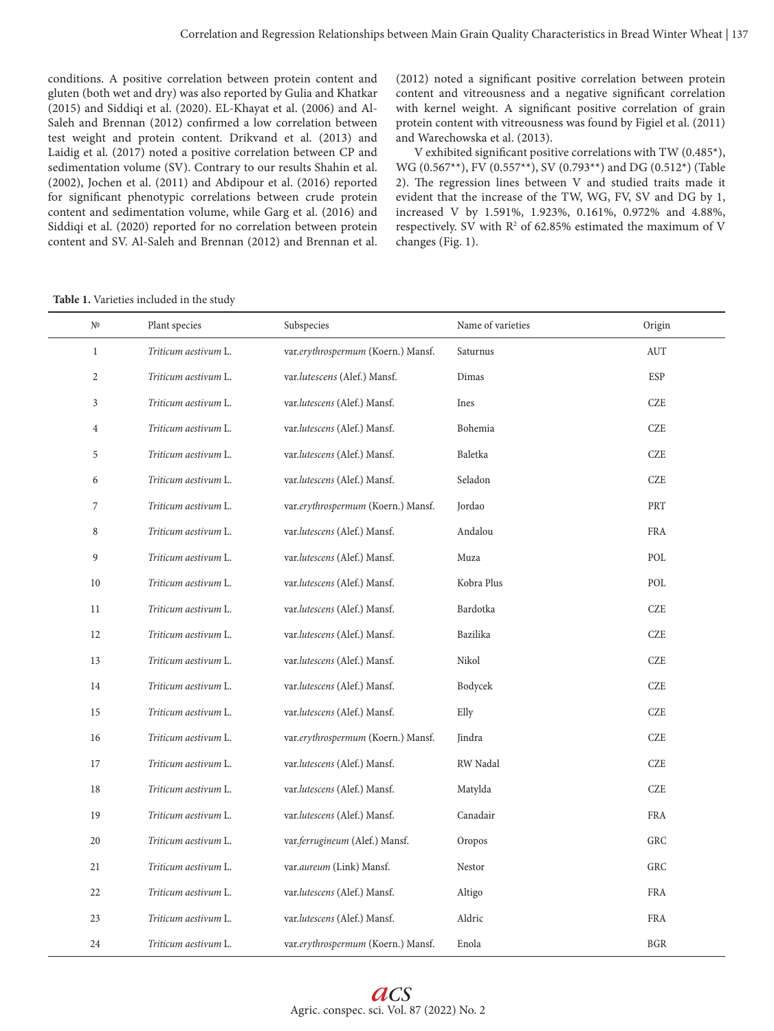conditions. A positive correlation between protein content and gluten (both wet and dry) was also reported by Gulia and Khatkar (2015) and Siddiqi et al. (2020). EL-Khayat et al. (2006) and Al-Saleh and Brennan (2012) confirmed a low correlation between test weight and protein content. Drikvand et al. (2013) and Laidig et al. (2017) noted a positive correlation between CP and sedimentation volume (SV). Contrary to our results Shahin et al. (2002), Jochen et al. (2011) and Abdipour et al. (2016) reported for significant phenotypic correlations between crude protein content and sedimentation volume, while Garg et al. (2016) and Siddiqi et al. (2020) reported for no correlation between protein content and SV. Al-Saleh and Brennan (2012) and Brennan et al. (2012) noted a significant positive correlation between protein content and vitreousness and a negative significant correlation with kernel weight. A significant positive correlation of grain protein content with vitreousness was found by Figiel et al. (2011) and Warechowska et al. (2013).

V exhibited significant positive correlations with TW (0.485*), WG (0.567**), FV (0.557**), SV (0.793**) and DG (0.512*) (Table 2). The regression lines between V and studied traits made it evident that the increase of the TW, WG, FV, SV and DG by 1, increased V by 1.591%, 1.923%, 0.161%, 0.972% and 4.88%, respectively. SV with $R^2$ of 62.85% estimated the maximum of V changes (Fig. 1).

**Table 1.** Varieties included in the study

| № | Plant species | Subspecies | Name of varieties | Origin |
|---|---|---|---|---|
| 1 | *Triticum aestivum* L. | var.*erythrospermum* (Koern.) Mansf. | Saturnus | AUT |
| 2 | *Triticum aestivum* L. | var.*lutescens* (Alef.) Mansf. | Dimas | ESP |
| 3 | *Triticum aestivum* L. | var.*lutescens* (Alef.) Mansf. | Ines | CZE |
| 4 | *Triticum aestivum* L. | var.*lutescens* (Alef.) Mansf. | Bohemia | CZE |
| 5 | *Triticum aestivum* L. | var.*lutescens* (Alef.) Mansf. | Baletka | CZE |
| 6 | *Triticum aestivum* L. | var.*lutescens* (Alef.) Mansf. | Seladon | CZE |
| 7 | *Triticum aestivum* L. | var.*erythrospermum* (Koern.) Mansf. | Jordao | PRT |
| 8 | *Triticum aestivum* L. | var.*lutescens* (Alef.) Mansf. | Andalou | FRA |
| 9 | *Triticum aestivum* L. | var.*lutescens* (Alef.) Mansf. | Muza | POL |
| 10 | *Triticum aestivum* L. | var.*lutescens* (Alef.) Mansf. | Kobra Plus | POL |
| 11 | *Triticum aestivum* L. | var.*lutescens* (Alef.) Mansf. | Bardotka | CZE |
| 12 | *Triticum aestivum* L. | var.*lutescens* (Alef.) Mansf. | Bazilika | CZE |
| 13 | *Triticum aestivum* L. | var.*lutescens* (Alef.) Mansf. | Nikol | CZE |
| 14 | *Triticum aestivum* L. | var.*lutescens* (Alef.) Mansf. | Bodycek | CZE |
| 15 | *Triticum aestivum* L. | var.*lutescens* (Alef.) Mansf. | Elly | CZE |
| 16 | *Triticum aestivum* L. | var.*erythrospermum* (Koern.) Mansf. | Jindra | CZE |
| 17 | *Triticum aestivum* L. | var.*lutescens* (Alef.) Mansf. | RW Nadal | CZE |
| 18 | *Triticum aestivum* L. | var.*lutescens* (Alef.) Mansf. | Matylda | CZE |
| 19 | *Triticum aestivum* L. | var.*lutescens* (Alef.) Mansf. | Canadair | FRA |
| 20 | *Triticum aestivum* L. | var.*ferrugineum* (Alef.) Mansf. | Oropos | GRC |
| 21 | *Triticum aestivum* L. | var.*aureum* (Link) Mansf. | Nestor | GRC |
| 22 | *Triticum aestivum* L. | var.*lutescens* (Alef.) Mansf. | Altigo | FRA |
| 23 | *Triticum aestivum* L. | var.*lutescens* (Alef.) Mansf. | Aldric | FRA |
| 24 | *Triticum aestivum* L. | var.*erythrospermum* (Koern.) Mansf. | Enola | BGR |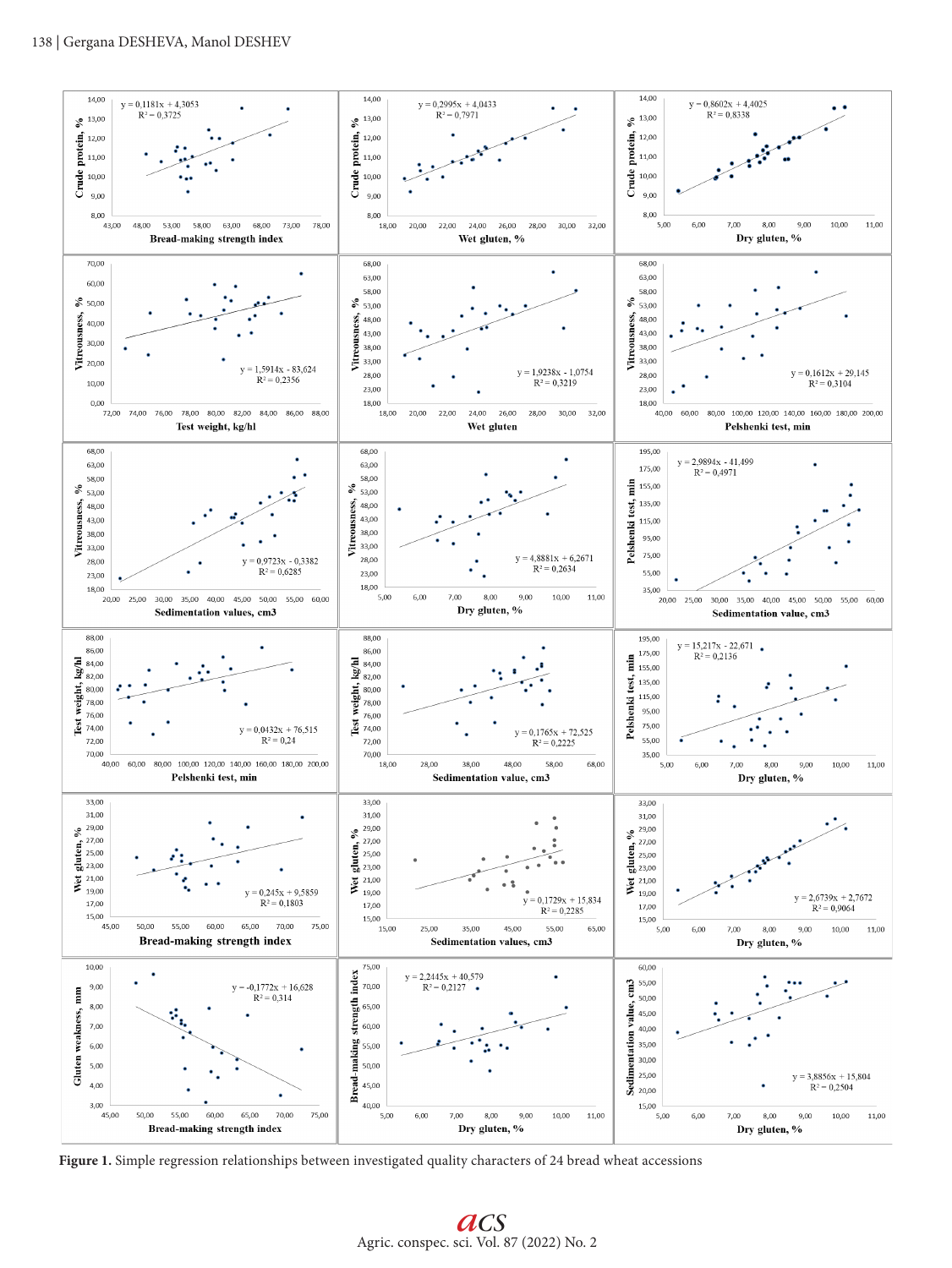y = 0,1181x + 4,3053
R² = 0,3725
Crude protein, %
Bread-making strength index

y = 0,2995x + 4,0433
R² = 0,7971
Crude protein, %
Wet gluten, %

y = 0,8602x + 4,4025
R² = 0,8338
Crude protein, %
Dry gluten, %

y = 1,5914x - 83,624
R² = 0,2356
Vitreousness, %
Test weight, kg/hl

y = 1,9238x - 1,0754
R² = 0,3219
Vitreousness, %
Wet gluten

y = 0,1612x + 29,145
R² = 0,3104
Vitreousness, %
Pelshenki test, min

y = 0,9723x - 0,3382
R² = 0,6285
Vitreousness, %
Sedimentation values, cm3

y = 4,8881x + 6,2671
R² = 0,2634
Vitreousness, %
Dry gluten, %

y = 2,9894x - 41,499
R² = 0,4971
Pelshenki test, min
Sedimentation value, cm3

y = 0,0432x + 76,515
R² = 0,24
Test weight, kg/hl
Pelshenki test, min

y = 0,1765x + 72,525
R² = 0,2225
Test weight, kg/hl
Sedimentation value, cm3

y = 15,217x - 22,671
R² = 0,2136
Pelshenki test, min
Dry gluten, %

y = 0,245x + 9,5859
R² = 0,1803
Wet gluten, %
Bread-making strength index

y = 0,1729x + 15,834
R² = 0,2285
Wet gluten, %
Sedimentation values, cm3

y = 2,6739x + 2,7672
R² = 0,9064
Wet gluten, %
Dry gluten, %

y = -0,1772x + 16,628
R² = 0,314
Gluten weakness, mm
Bread-making strength index

y = 2,2445x + 40,579
R² = 0,2127
Bread-making strength index
Dry gluten, %

y = 3,8856x + 15,804
R² = 0,2504
Sedimentation value, cm3
Dry gluten, %

**Figure 1.** Simple regression relationships between investigated quality characters of 24 bread wheat accessions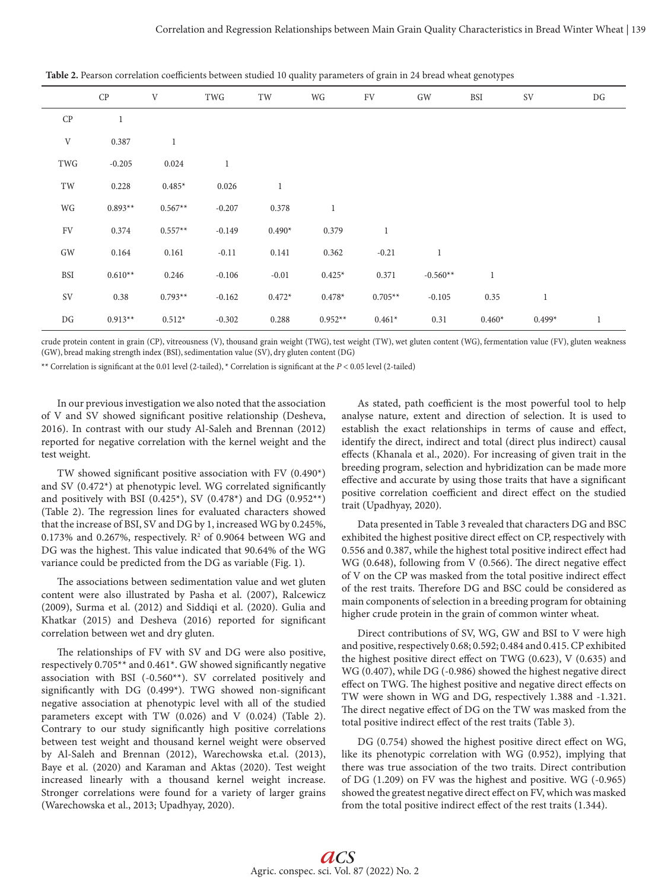**Table 2.** Pearson correlation coefficients between studied 10 quality parameters of grain in 24 bread wheat genotypes

| | CP | V | TWG | TW | WG | FV | GW | BSI | SV | DG |
|---|---|---|---|---|---|---|---|---|---|---|
| CP | 1 | | | | | | | | | |
| V | 0.387 | 1 | | | | | | | | |
| TWG | -0.205 | 0.024 | 1 | | | | | | | |
| TW | 0.228 | 0.485* | 0.026 | 1 | | | | | | |
| WG | 0.893** | 0.567** | -0.207 | 0.378 | 1 | | | | | |
| FV | 0.374 | 0.557** | -0.149 | 0.490* | 0.379 | 1 | | | | |
| GW | 0.164 | 0.161 | -0.11 | 0.141 | 0.362 | -0.21 | 1 | | | |
| BSI | 0.610** | 0.246 | -0.106 | -0.01 | 0.425* | 0.371 | -0.560** | 1 | | |
| SV | 0.38 | 0.793** | -0.162 | 0.472* | 0.478* | 0.705** | -0.105 | 0.35 | 1 | |
| DG | 0.913** | 0.512* | -0.302 | 0.288 | 0.952** | 0.461* | 0.31 | 0.460* | 0.499* | 1 |

crude protein content in grain (CP), vitreousness (V), thousand grain weight (TWG), test weight (TW), wet gluten content (WG), fermentation value (FV), gluten weakness (GW), bread making strength index (BSI), sedimentation value (SV), dry gluten content (DG)

** Correlation is significant at the 0.01 level (2-tailed), * Correlation is significant at the $P < 0.05$ level (2-tailed)

In our previous investigation we also noted that the association of V and SV showed significant positive relationship (Desheva, 2016). In contrast with our study Al-Saleh and Brennan (2012) reported for negative correlation with the kernel weight and the test weight.

TW showed significant positive association with FV (0.490*) and SV (0.472*) at phenotypic level. WG correlated significantly and positively with BSI (0.425*), SV (0.478*) and DG (0.952**) (Table 2). The regression lines for evaluated characters showed that the increase of BSI, SV and DG by 1, increased WG by 0.245%, 0.173% and 0.267%, respectively. $R^2$ of 0.9064 between WG and DG was the highest. This value indicated that 90.64% of the WG variance could be predicted from the DG as variable (Fig. 1).

The associations between sedimentation value and wet gluten content were also illustrated by Pasha et al. (2007), Ralcewicz (2009), Surma et al. (2012) and Siddiqi et al. (2020). Gulia and Khatkar (2015) and Desheva (2016) reported for significant correlation between wet and dry gluten.

The relationships of FV with SV and DG were also positive, respectively 0.705** and 0.461*. GW showed significantly negative association with BSI (-0.560**). SV correlated positively and significantly with DG (0.499*). TWG showed non-significant negative association at phenotypic level with all of the studied parameters except with TW (0.026) and V (0.024) (Table 2). Contrary to our study significantly high positive correlations between test weight and thousand kernel weight were observed by Al-Saleh and Brennan (2012), Warechowska et.al. (2013), Baye et al. (2020) and Karaman and Aktas (2020). Test weight increased linearly with a thousand kernel weight increase. Stronger correlations were found for a variety of larger grains (Warechowska et al., 2013; Upadhyay, 2020).

As stated, path coefficient is the most powerful tool to help analyse nature, extent and direction of selection. It is used to establish the exact relationships in terms of cause and effect, identify the direct, indirect and total (direct plus indirect) causal effects (Khanala et al., 2020). For increasing of given trait in the breeding program, selection and hybridization can be made more effective and accurate by using those traits that have a significant positive correlation coefficient and direct effect on the studied trait (Upadhyay, 2020).

Data presented in Table 3 revealed that characters DG and BSC exhibited the highest positive direct effect on CP, respectively with 0.556 and 0.387, while the highest total positive indirect effect had WG (0.648), following from V (0.566). The direct negative effect of V on the CP was masked from the total positive indirect effect of the rest traits. Therefore DG and BSC could be considered as main components of selection in a breeding program for obtaining higher crude protein in the grain of common winter wheat.

Direct contributions of SV, WG, GW and BSI to V were high and positive, respectively 0.68; 0.592; 0.484 and 0.415. CP exhibited the highest positive direct effect on TWG (0.623), V (0.635) and WG (0.407), while DG (-0.986) showed the highest negative direct effect on TWG. The highest positive and negative direct effects on TW were shown in WG and DG, respectively 1.388 and -1.321. The direct negative effect of DG on the TW was masked from the total positive indirect effect of the rest traits (Table 3).

DG (0.754) showed the highest positive direct effect on WG, like its phenotypic correlation with WG (0.952), implying that there was true association of the two traits. Direct contribution of DG (1.209) on FV was the highest and positive. WG (-0.965) showed the greatest negative direct effect on FV, which was masked from the total positive indirect effect of the rest traits (1.344).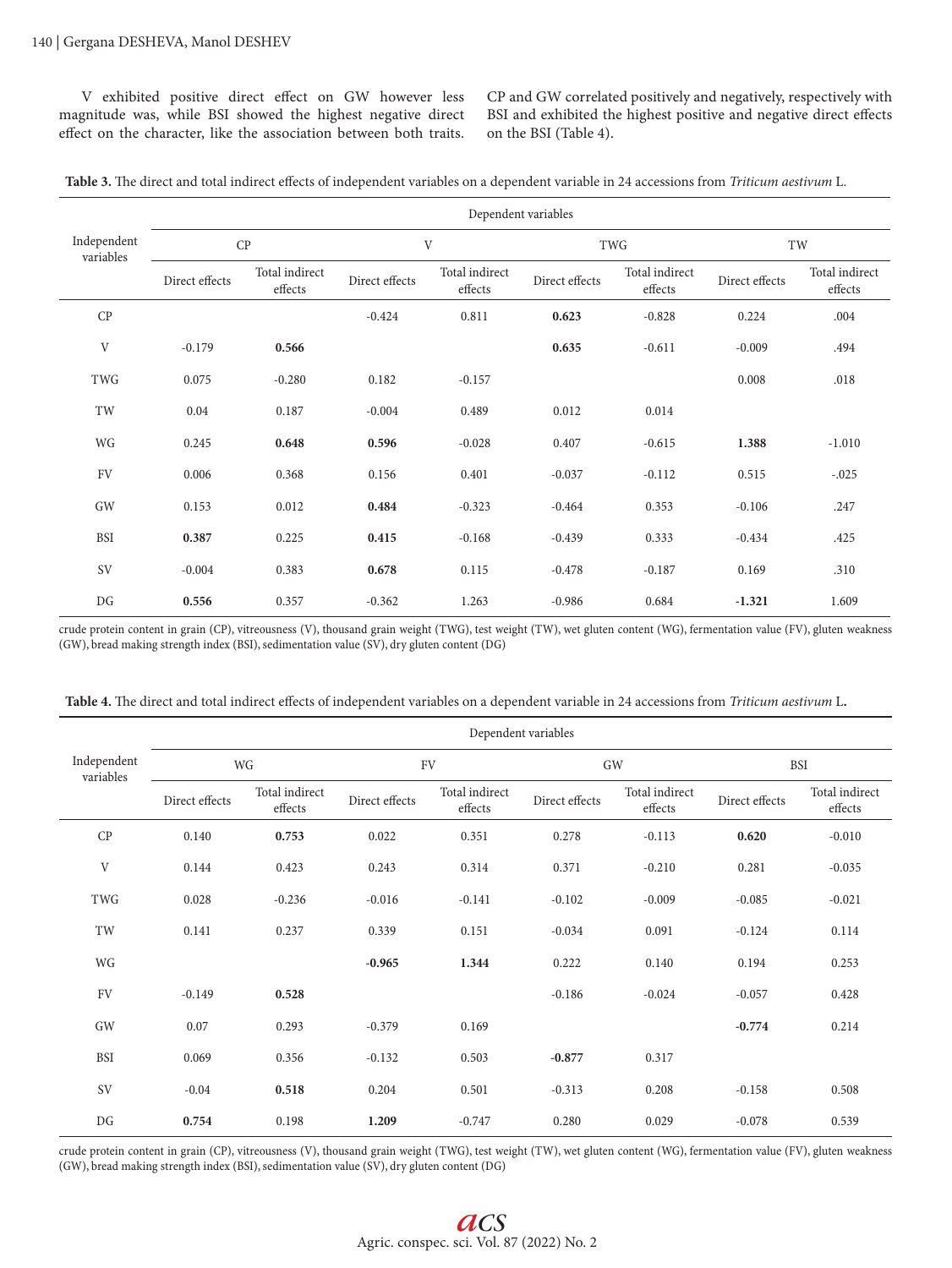V exhibited positive direct effect on GW however less magnitude was, while BSI showed the highest negative direct effect on the character, like the association between both traits. CP and GW correlated positively and negatively, respectively with BSI and exhibited the highest positive and negative direct effects on the BSI (Table 4).

**Table 3.** The direct and total indirect effects of independent variables on a dependent variable in 24 accessions from *Triticum aestivum* L.

| Independent variables | Dependent variables | | | | | | | |
|---|---|---|---|---|---|---|---|---|
| | CP | | V | | TWG | | TW | |
| | Direct effects | Total indirect effects | Direct effects | Total indirect effects | Direct effects | Total indirect effects | Direct effects | Total indirect effects |
| CP | | | -0.424 | 0.811 | **0.623** | -0.828 | 0.224 | .004 |
| V | -0.179 | **0.566** | | | **0.635** | -0.611 | -0.009 | .494 |
| TWG | 0.075 | -0.280 | 0.182 | -0.157 | | | 0.008 | .018 |
| TW | 0.04 | 0.187 | -0.004 | 0.489 | 0.012 | 0.014 | | |
| WG | 0.245 | **0.648** | **0.596** | -0.028 | 0.407 | -0.615 | **1.388** | -1.010 |
| FV | 0.006 | 0.368 | 0.156 | 0.401 | -0.037 | -0.112 | 0.515 | -.025 |
| GW | 0.153 | 0.012 | **0.484** | -0.323 | -0.464 | 0.353 | -0.106 | .247 |
| BSI | **0.387** | 0.225 | **0.415** | -0.168 | -0.439 | 0.333 | -0.434 | .425 |
| SV | -0.004 | 0.383 | **0.678** | 0.115 | -0.478 | -0.187 | 0.169 | .310 |
| DG | **0.556** | 0.357 | -0.362 | 1.263 | -0.986 | 0.684 | **-1.321** | 1.609 |

crude protein content in grain (CP), vitreousness (V), thousand grain weight (TWG), test weight (TW), wet gluten content (WG), fermentation value (FV), gluten weakness (GW), bread making strength index (BSI), sedimentation value (SV), dry gluten content (DG)

**Table 4.** The direct and total indirect effects of independent variables on a dependent variable in 24 accessions from *Triticum aestivum* L.

| Independent variables | Dependent variables | | | | | | | |
|---|---|---|---|---|---|---|---|---|
| | WG | | FV | | GW | | BSI | |
| | Direct effects | Total indirect effects | Direct effects | Total indirect effects | Direct effects | Total indirect effects | Direct effects | Total indirect effects |
| CP | 0.140 | **0.753** | 0.022 | 0.351 | 0.278 | -0.113 | **0.620** | -0.010 |
| V | 0.144 | 0.423 | 0.243 | 0.314 | 0.371 | -0.210 | 0.281 | -0.035 |
| TWG | 0.028 | -0.236 | -0.016 | -0.141 | -0.102 | -0.009 | -0.085 | -0.021 |
| TW | 0.141 | 0.237 | 0.339 | 0.151 | -0.034 | 0.091 | -0.124 | 0.114 |
| WG | | | **-0.965** | **1.344** | 0.222 | 0.140 | 0.194 | 0.253 |
| FV | -0.149 | **0.528** | | | -0.186 | -0.024 | -0.057 | 0.428 |
| GW | 0.07 | 0.293 | -0.379 | 0.169 | | | **-0.774** | 0.214 |
| BSI | 0.069 | 0.356 | -0.132 | 0.503 | **-0.877** | 0.317 | | |
| SV | -0.04 | **0.518** | 0.204 | 0.501 | -0.313 | 0.208 | -0.158 | 0.508 |
| DG | **0.754** | 0.198 | **1.209** | -0.747 | 0.280 | 0.029 | -0.078 | 0.539 |

crude protein content in grain (CP), vitreousness (V), thousand grain weight (TWG), test weight (TW), wet gluten content (WG), fermentation value (FV), gluten weakness (GW), bread making strength index (BSI), sedimentation value (SV), dry gluten content (DG)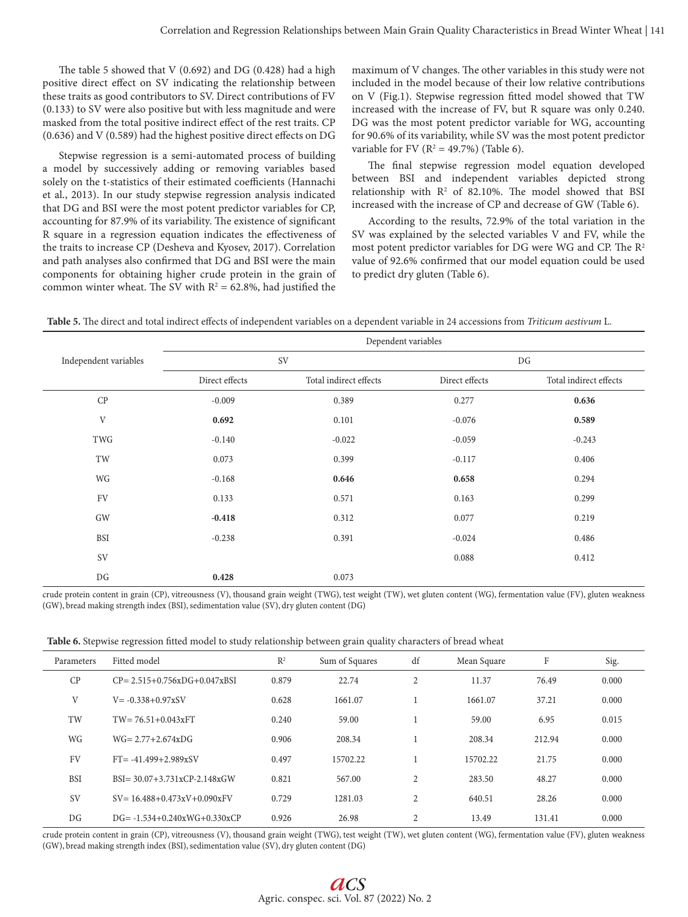The table 5 showed that V (0.692) and DG (0.428) had a high positive direct effect on SV indicating the relationship between these traits as good contributors to SV. Direct contributions of FV (0.133) to SV were also positive but with less magnitude and were masked from the total positive indirect effect of the rest traits. CP (0.636) and V (0.589) had the highest positive direct effects on DG

Stepwise regression is a semi-automated process of building a model by successively adding or removing variables based solely on the t-statistics of their estimated coefficients (Hannachi et al., 2013). In our study stepwise regression analysis indicated that DG and BSI were the most potent predictor variables for CP, accounting for 87.9% of its variability. The existence of significant R square in a regression equation indicates the effectiveness of the traits to increase CP (Desheva and Kyosev, 2017). Correlation and path analyses also confirmed that DG and BSI were the main components for obtaining higher crude protein in the grain of common winter wheat. The SV with $R^2$ = 62.8%, had justified the maximum of V changes. The other variables in this study were not included in the model because of their low relative contributions on V (Fig.1). Stepwise regression fitted model showed that TW increased with the increase of FV, but R square was only 0.240. DG was the most potent predictor variable for WG, accounting for 90.6% of its variability, while SV was the most potent predictor variable for FV ($R^2$ = 49.7%) (Table 6).

The final stepwise regression model equation developed between BSI and independent variables depicted strong relationship with $R^2$ of 82.10%. The model showed that BSI increased with the increase of CP and decrease of GW (Table 6).

According to the results, 72.9% of the total variation in the SV was explained by the selected variables V and FV, while the most potent predictor variables for DG were WG and CP. The $R^2$ value of 92.6% confirmed that our model equation could be used to predict dry gluten (Table 6).

**Table 5.** The direct and total indirect effects of independent variables on a dependent variable in 24 accessions from *Triticum aestivum* L.

| Independent variables | Dependent variables | | | |
|---|---|---|---|---|
| | SV | | DG | |
| | Direct effects | Total indirect effects | Direct effects | Total indirect effects |
| CP | -0.009 | 0.389 | 0.277 | **0.636** |
| V | **0.692** | 0.101 | -0.076 | **0.589** |
| TWG | -0.140 | -0.022 | -0.059 | -0.243 |
| TW | 0.073 | 0.399 | -0.117 | 0.406 |
| WG | -0.168 | **0.646** | **0.658** | 0.294 |
| FV | 0.133 | 0.571 | 0.163 | 0.299 |
| GW | **-0.418** | 0.312 | 0.077 | 0.219 |
| BSI | -0.238 | 0.391 | -0.024 | 0.486 |
| SV | | | 0.088 | 0.412 |
| DG | **0.428** | 0.073 | | |

crude protein content in grain (CP), vitreousness (V), thousand grain weight (TWG), test weight (TW), wet gluten content (WG), fermentation value (FV), gluten weakness (GW), bread making strength index (BSI), sedimentation value (SV), dry gluten content (DG)

**Table 6.** Stepwise regression fitted model to study relationship between grain quality characters of bread wheat

| Parameters | Fitted model | $R^2$ | Sum of Squares | df | Mean Square | F | Sig. |
|---|---|---|---|---|---|---|---|
| CP | CP= 2.515+0.756xDG+0.047xBSI | 0.879 | 22.74 | 2 | 11.37 | 76.49 | 0.000 |
| V | V= -0.338+0.97xSV | 0.628 | 1661.07 | 1 | 1661.07 | 37.21 | 0.000 |
| TW | TW= 76.51+0.043xFT | 0.240 | 59.00 | 1 | 59.00 | 6.95 | 0.015 |
| WG | WG= 2.77+2.674xDG | 0.906 | 208.34 | 1 | 208.34 | 212.94 | 0.000 |
| FV | FT= -41.499+2.989xSV | 0.497 | 15702.22 | 1 | 15702.22 | 21.75 | 0.000 |
| BSI | BSI= 30.07+3.731xCP-2.148xGW | 0.821 | 567.00 | 2 | 283.50 | 48.27 | 0.000 |
| SV | SV= 16.488+0.473xV+0.090xFV | 0.729 | 1281.03 | 2 | 640.51 | 28.26 | 0.000 |
| DG | DG= -1.534+0.240xWG+0.330xCP | 0.926 | 26.98 | 2 | 13.49 | 131.41 | 0.000 |

crude protein content in grain (CP), vitreousness (V), thousand grain weight (TWG), test weight (TW), wet gluten content (WG), fermentation value (FV), gluten weakness (GW), bread making strength index (BSI), sedimentation value (SV), dry gluten content (DG)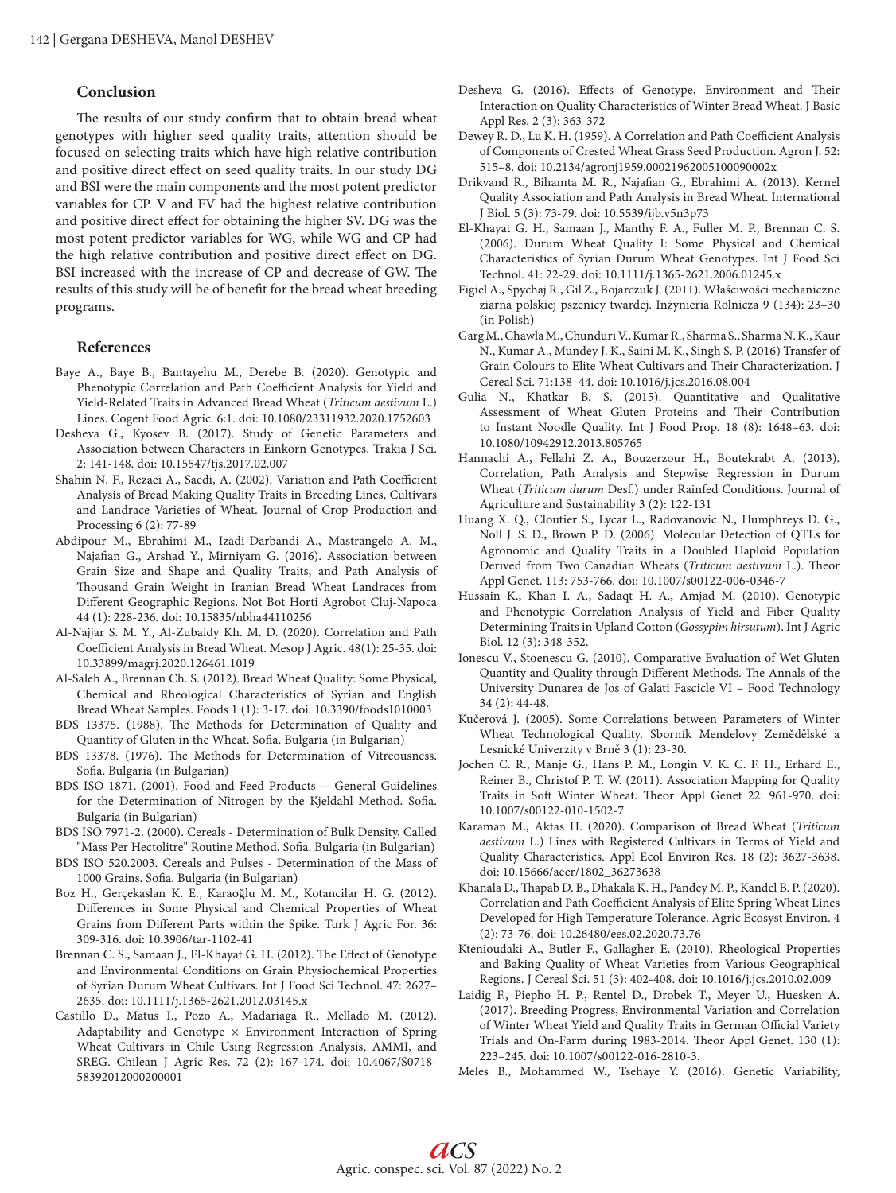## Conclusion

The results of our study confirm that to obtain bread wheat genotypes with higher seed quality traits, attention should be focused on selecting traits which have high relative contribution and positive direct effect on seed quality traits. In our study DG and BSI were the main components and the most potent predictor variables for CP. V and FV had the highest relative contribution and positive direct effect for obtaining the higher SV. DG was the most potent predictor variables for WG, while WG and CP had the high relative contribution and positive direct effect on DG. BSI increased with the increase of CP and decrease of GW. The results of this study will be of benefit for the bread wheat breeding programs.

## References

Baye A., Baye B., Bantayehu M., Derebe B. (2020). Genotypic and Phenotypic Correlation and Path Coefficient Analysis for Yield and Yield-Related Traits in Advanced Bread Wheat (*Triticum aestivum* L.) Lines. Cogent Food Agric. 6:1. doi: 10.1080/23311932.2020.1752603

Desheva G., Kyosev B. (2017). Study of Genetic Parameters and Association between Characters in Einkorn Genotypes. Trakia J Sci. 2: 141-148. doi: 10.15547/tjs.2017.02.007

Shahin N. F., Rezaei A., Saedi, A. (2002). Variation and Path Coefficient Analysis of Bread Making Quality Traits in Breeding Lines, Cultivars and Landrace Varieties of Wheat. Journal of Crop Production and Processing 6 (2): 77-89

Abdipour M., Ebrahimi M., Izadi-Darbandi A., Mastrangelo A. M., Najafian G., Arshad Y., Mirniyam G. (2016). Association between Grain Size and Shape and Quality Traits, and Path Analysis of Thousand Grain Weight in Iranian Bread Wheat Landraces from Different Geographic Regions. Not Bot Horti Agrobot Cluj-Napoca 44 (1): 228-236. doi: 10.15835/nbha44110256

Al-Najjar S. M. Y., Al-Zubaidy Kh. M. D. (2020). Correlation and Path Coefficient Analysis in Bread Wheat. Mesop J Agric. 48(1): 25-35. doi: 10.33899/magrj.2020.126461.1019

Al-Saleh A., Brennan Ch. S. (2012). Bread Wheat Quality: Some Physical, Chemical and Rheological Characteristics of Syrian and English Bread Wheat Samples. Foods 1 (1): 3-17. doi: 10.3390/foods1010003

BDS 13375. (1988). The Methods for Determination of Quality and Quantity of Gluten in the Wheat. Sofia. Bulgaria (in Bulgarian)

BDS 13378. (1976). The Methods for Determination of Vitreousness. Sofia. Bulgaria (in Bulgarian)

BDS ISO 1871. (2001). Food and Feed Products -- General Guidelines for the Determination of Nitrogen by the Kjeldahl Method. Sofia. Bulgaria (in Bulgarian)

BDS ISO 7971-2. (2000). Cereals - Determination of Bulk Density, Called "Mass Per Hectolitre" Routine Method. Sofia. Bulgaria (in Bulgarian)

BDS ISO 520.2003. Cereals and Pulses - Determination of the Mass of 1000 Grains. Sofia. Bulgaria (in Bulgarian)

Boz H., Gerçekaslan K. E., Karaoğlu M. M., Kotancilar H. G. (2012). Differences in Some Physical and Chemical Properties of Wheat Grains from Different Parts within the Spike. Turk J Agric For. 36: 309-316. doi: 10.3906/tar-1102-41

Brennan C. S., Samaan J., El-Khayat G. H. (2012). The Effect of Genotype and Environmental Conditions on Grain Physiochemical Properties of Syrian Durum Wheat Cultivars. Int J Food Sci Technol. 47: 2627–2635. doi: 10.1111/j.1365-2621.2012.03145.x

Castillo D., Matus I., Pozo A., Madariaga R., Mellado M. (2012). Adaptability and Genotype × Environment Interaction of Spring Wheat Cultivars in Chile Using Regression Analysis, AMMI, and SREG. Chilean J Agric Res. 72 (2): 167-174. doi: 10.4067/S0718-58392012000200001

Desheva G. (2016). Effects of Genotype, Environment and Their Interaction on Quality Characteristics of Winter Bread Wheat. J Basic Appl Res. 2 (3): 363-372

Dewey R. D., Lu K. H. (1959). A Correlation and Path Coefficient Analysis of Components of Crested Wheat Grass Seed Production. Agron J. 52: 515–8. doi: 10.2134/agronj1959.00021962005100090002x

Drikvand R., Bihamta M. R., Najafian G., Ebrahimi A. (2013). Kernel Quality Association and Path Analysis in Bread Wheat. International J Biol. 5 (3): 73-79. doi: 10.5539/ijb.v5n3p73

El-Khayat G. H., Samaan J., Manthy F. A., Fuller M. P., Brennan C. S. (2006). Durum Wheat Quality I: Some Physical and Chemical Characteristics of Syrian Durum Wheat Genotypes. Int J Food Sci Technol. 41: 22-29. doi: 10.1111/j.1365-2621.2006.01245.x

Figiel A., Spychaj R., Gil Z., Bojarczuk J. (2011). Właściwości mechaniczne ziarna polskiej pszenicy twardej. Inżynieria Rolnicza 9 (134): 23–30 (in Polish)

Garg M., Chawla M., Chunduri V., Kumar R., Sharma S., Sharma N. K., Kaur N., Kumar A., Mundey J. K., Saini M. K., Singh S. P. (2016) Transfer of Grain Colours to Elite Wheat Cultivars and Their Characterization. J Cereal Sci. 71:138–44. doi: 10.1016/j.jcs.2016.08.004

Gulia N., Khatkar B. S. (2015). Quantitative and Qualitative Assessment of Wheat Gluten Proteins and Their Contribution to Instant Noodle Quality. Int J Food Prop. 18 (8): 1648–63. doi: 10.1080/10942912.2013.805765

Hannachi A., Fellahi Z. A., Bouzerzour H., Boutekrabt A. (2013). Correlation, Path Analysis and Stepwise Regression in Durum Wheat (*Triticum durum* Desf.) under Rainfed Conditions. Journal of Agriculture and Sustainability 3 (2): 122-131

Huang X. Q., Cloutier S., Lycar L., Radovanovic N., Humphreys D. G., Noll J. S. D., Brown P. D. (2006). Molecular Detection of QTLs for Agronomic and Quality Traits in a Doubled Haploid Population Derived from Two Canadian Wheats (*Triticum aestivum* L.). Theor Appl Genet. 113: 753-766. doi: 10.1007/s00122-006-0346-7

Hussain K., Khan I. A., Sadaqt H. A., Amjad M. (2010). Genotypic and Phenotypic Correlation Analysis of Yield and Fiber Quality Determining Traits in Upland Cotton (*Gossypim hirsutum*). Int J Agric Biol. 12 (3): 348-352.

Ionescu V., Stoenescu G. (2010). Comparative Evaluation of Wet Gluten Quantity and Quality through Different Methods. The Annals of the University Dunarea de Jos of Galati Fascicle VI – Food Technology 34 (2): 44-48.

Kučerová J. (2005). Some Correlations between Parameters of Winter Wheat Technological Quality. Sborník Mendelovy Zemědělské a Lesnické Univerzity v Brně 3 (1): 23-30.

Jochen C. R., Manje G., Hans P. M., Longin V. K. C. F. H., Erhard E., Reiner B., Christof P. T. W. (2011). Association Mapping for Quality Traits in Soft Winter Wheat. Theor Appl Genet 22: 961-970. doi: 10.1007/s00122-010-1502-7

Karaman M., Aktas H. (2020). Comparison of Bread Wheat (*Triticum aestivum* L.) Lines with Registered Cultivars in Terms of Yield and Quality Characteristics. Appl Ecol Environ Res. 18 (2): 3627-3638. doi: 10.15666/aeer/1802_36273638

Khanala D., Thapab D. B., Dhakala K. H., Pandey M. P., Kandel B. P. (2020). Correlation and Path Coefficient Analysis of Elite Spring Wheat Lines Developed for High Temperature Tolerance. Agric Ecosyst Environ. 4 (2): 73-76. doi: 10.26480/ees.02.2020.73.76

Ktenioudaki A., Butler F., Gallagher E. (2010). Rheological Properties and Baking Quality of Wheat Varieties from Various Geographical Regions. J Cereal Sci. 51 (3): 402-408. doi: 10.1016/j.jcs.2010.02.009

Laidig F., Piepho H. P., Rentel D., Drobek T., Meyer U., Huesken A. (2017). Breeding Progress, Environmental Variation and Correlation of Winter Wheat Yield and Quality Traits in German Official Variety Trials and On-Farm during 1983-2014. Theor Appl Genet. 130 (1): 223–245. doi: 10.1007/s00122-016-2810-3.

Meles B., Mohammed W., Tsehaye Y. (2016). Genetic Variability,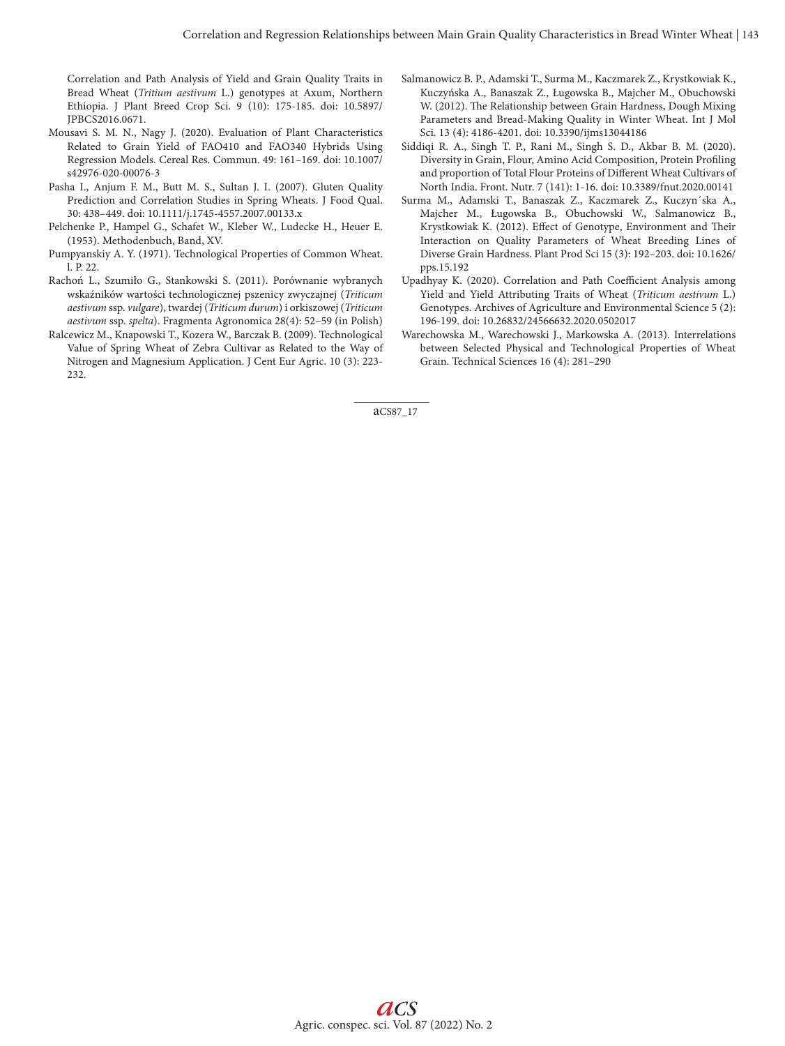Correlation and Path Analysis of Yield and Grain Quality Traits in Bread Wheat (*Tritium aestivum* L.) genotypes at Axum, Northern Ethiopia. J Plant Breed Crop Sci. 9 (10): 175-185. doi: 10.5897/JPBCS2016.0671.

Mousavi S. M. N., Nagy J. (2020). Evaluation of Plant Characteristics Related to Grain Yield of FAO410 and FAO340 Hybrids Using Regression Models. Cereal Res. Commun. 49: 161–169. doi: 10.1007/s42976-020-00076-3

Pasha I., Anjum F. M., Butt M. S., Sultan J. I. (2007). Gluten Quality Prediction and Correlation Studies in Spring Wheats. J Food Qual. 30: 438–449. doi: 10.1111/j.1745-4557.2007.00133.x

Pelchenke P., Hampel G., Schafet W., Kleber W., Ludecke H., Heuer E. (1953). Methodenbuch, Band, XV.

Pumpyanskiy A. Y. (1971). Technological Properties of Common Wheat. l. P. 22.

Rachoń L., Szumiło G., Stankowski S. (2011). Porównanie wybranych wskaźników wartości technologicznej pszenicy zwyczajnej (*Triticum aestivum* ssp. *vulgare*), twardej (*Triticum durum*) i orkiszowej (*Triticum aestivum* ssp. *spelta*). Fragmenta Agronomica 28(4): 52–59 (in Polish)

Ralcewicz M., Knapowski T., Kozera W., Barczak B. (2009). Technological Value of Spring Wheat of Zebra Cultivar as Related to the Way of Nitrogen and Magnesium Application. J Cent Eur Agric. 10 (3): 223-232.

Salmanowicz B. P., Adamski T., Surma M., Kaczmarek Z., Krystkowiak K., Kuczyńska A., Banaszak Z., Ługowska B., Majcher M., Obuchowski W. (2012). The Relationship between Grain Hardness, Dough Mixing Parameters and Bread-Making Quality in Winter Wheat. Int J Mol Sci. 13 (4): 4186-4201. doi: 10.3390/ijms13044186

Siddiqi R. A., Singh T. P., Rani M., Singh S. D., Akbar B. M. (2020). Diversity in Grain, Flour, Amino Acid Composition, Protein Profiling and proportion of Total Flour Proteins of Different Wheat Cultivars of North India. Front. Nutr. 7 (141): 1-16. doi: 10.3389/fnut.2020.00141

Surma M., Adamski T., Banaszak Z., Kaczmarek Z., Kuczyn´ska A., Majcher M., Ługowska B., Obuchowski W., Salmanowicz B., Krystkowiak K. (2012). Effect of Genotype, Environment and Their Interaction on Quality Parameters of Wheat Breeding Lines of Diverse Grain Hardness. Plant Prod Sci 15 (3): 192–203. doi: 10.1626/pps.15.192

Upadhyay K. (2020). Correlation and Path Coefficient Analysis among Yield and Yield Attributing Traits of Wheat (*Triticum aestivum* L.) Genotypes. Archives of Agriculture and Environmental Science 5 (2): 196-199. doi: 10.26832/24566632.2020.0502017

Warechowska M., Warechowski J., Markowska A. (2013). Interrelations between Selected Physical and Technological Properties of Wheat Grain. Technical Sciences 16 (4): 281–290

aCS87_17